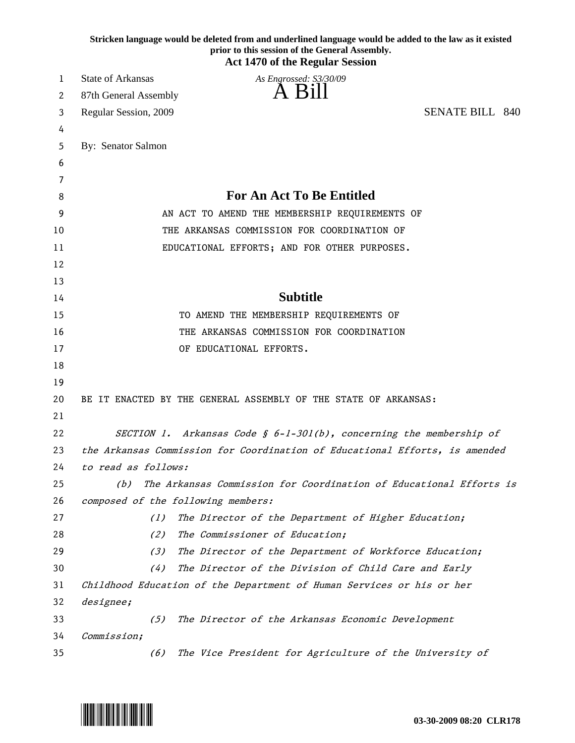Stricken language would be deleted from and underlined language would be added to the law as it existed prior to this session of the General Assembly.

**Act 1470 of the Regular Session**

State of Arkansas
87th General Assembly
Regular Session, 2009

*As Engrossed: S3/30/09*

# A Bill

SENATE BILL 840

By: Senator Salmon

## For An Act To Be Entitled

AN ACT TO AMEND THE MEMBERSHIP REQUIREMENTS OF THE ARKANSAS COMMISSION FOR COORDINATION OF EDUCATIONAL EFFORTS; AND FOR OTHER PURPOSES.

## Subtitle

TO AMEND THE MEMBERSHIP REQUIREMENTS OF THE ARKANSAS COMMISSION FOR COORDINATION OF EDUCATIONAL EFFORTS.

BE IT ENACTED BY THE GENERAL ASSEMBLY OF THE STATE OF ARKANSAS:

*SECTION 1. Arkansas Code § 6-1-301(b), concerning the membership of the Arkansas Commission for Coordination of Educational Efforts, is amended to read as follows:*

*(b) The Arkansas Commission for Coordination of Educational Efforts is composed of the following members:*

*(1) The Director of the Department of Higher Education;*

*(2) The Commissioner of Education;*

*(3) The Director of the Department of Workforce Education;*

*(4) The Director of the Division of Child Care and Early Childhood Education of the Department of Human Services or his or her designee;*

*(5) The Director of the Arkansas Economic Development Commission;*

*(6) The Vice President for Agriculture of the University of*

03-30-2009 08:20 CLR178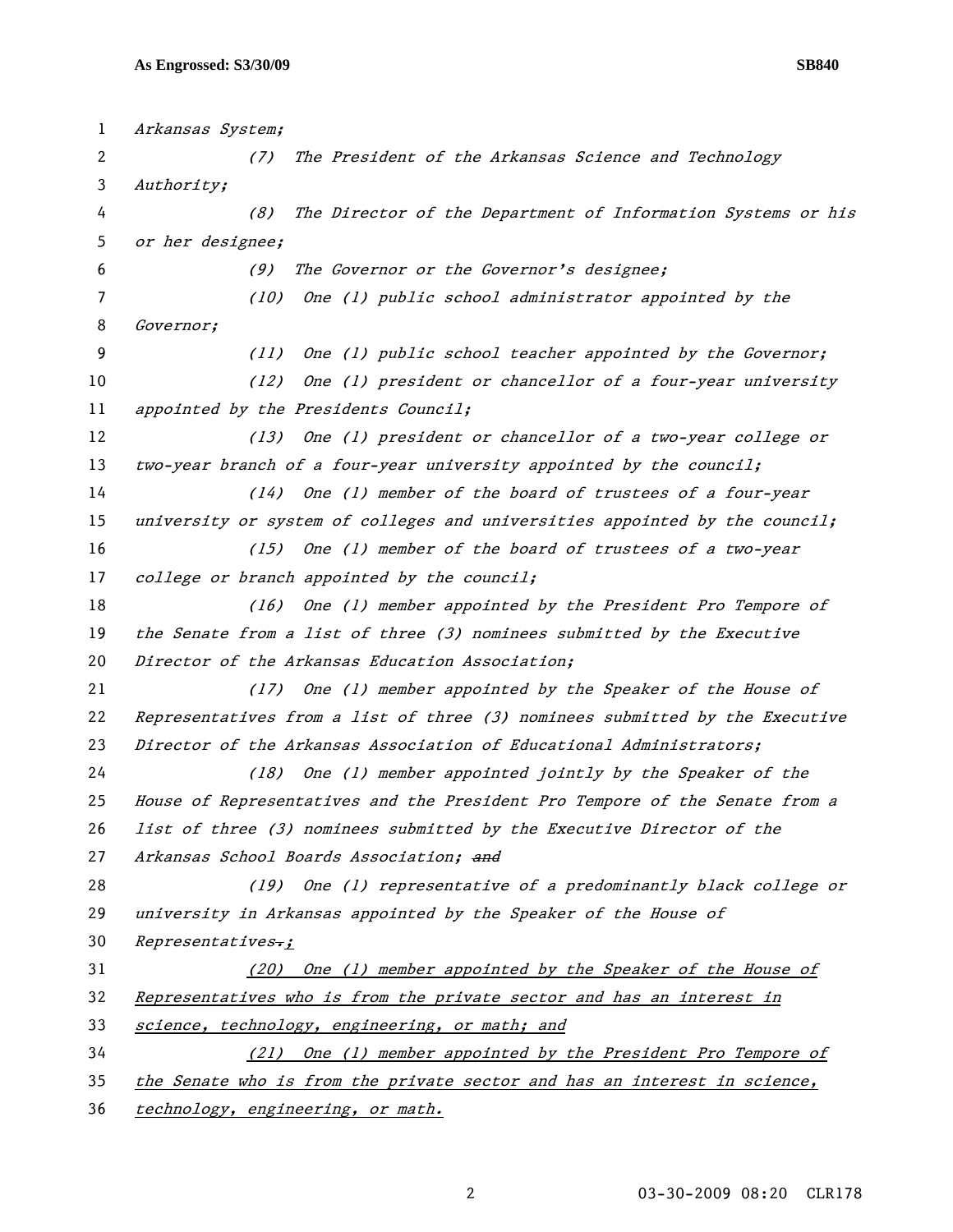*Arkansas System;*

*(7) The President of the Arkansas Science and Technology Authority;*

*(8) The Director of the Department of Information Systems or his or her designee;*

*(9) The Governor or the Governor's designee;*

*(10) One (1) public school administrator appointed by the Governor;*

*(11) One (1) public school teacher appointed by the Governor;*

*(12) One (1) president or chancellor of a four-year university appointed by the Presidents Council;*

*(13) One (1) president or chancellor of a two-year college or two-year branch of a four-year university appointed by the council;*

*(14) One (1) member of the board of trustees of a four-year university or system of colleges and universities appointed by the council;*

*(15) One (1) member of the board of trustees of a two-year college or branch appointed by the council;*

*(16) One (1) member appointed by the President Pro Tempore of the Senate from a list of three (3) nominees submitted by the Executive Director of the Arkansas Education Association;*

*(17) One (1) member appointed by the Speaker of the House of Representatives from a list of three (3) nominees submitted by the Executive Director of the Arkansas Association of Educational Administrators;*

*(18) One (1) member appointed jointly by the Speaker of the House of Representatives and the President Pro Tempore of the Senate from a list of three (3) nominees submitted by the Executive Director of the Arkansas School Boards Association;* ~~*and*~~

*(19) One (1) representative of a predominantly black college or university in Arkansas appointed by the Speaker of the House of Representatives*~~*.*~~<u>*;*</u>

<u>*(20) One (1) member appointed by the Speaker of the House of Representatives who is from the private sector and has an interest in science, technology, engineering, or math; and*</u>

<u>*(21) One (1) member appointed by the President Pro Tempore of the Senate who is from the private sector and has an interest in science, technology, engineering, or math.*</u>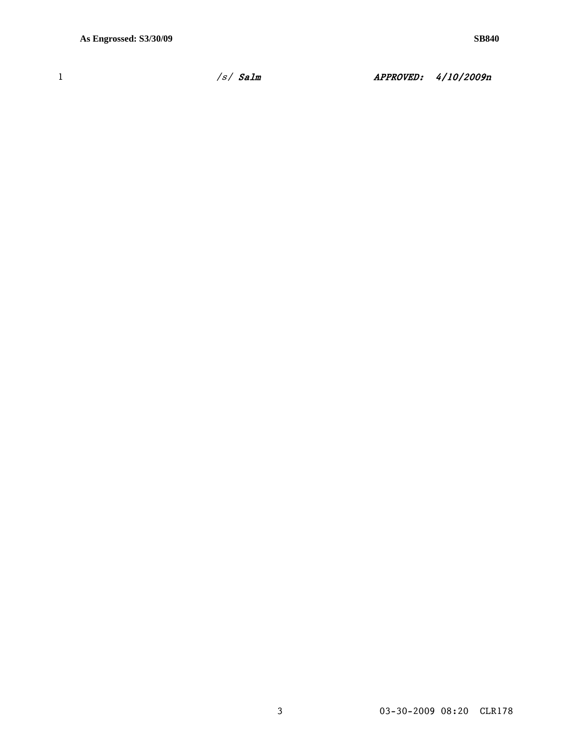/s/ *Salm* *APPROVED: 4/10/2009n*